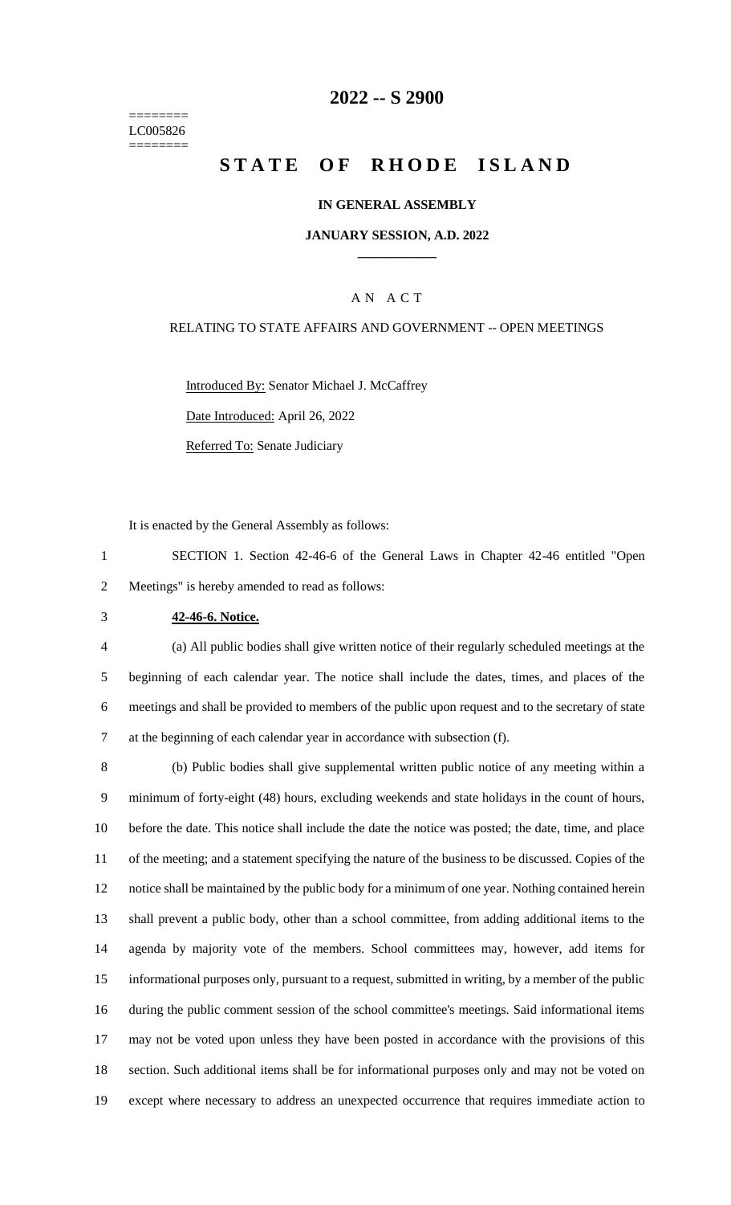========
LC005826
========

# 2022 -- S 2900

# STATE OF RHODE ISLAND

**IN GENERAL ASSEMBLY**

**JANUARY SESSION, A.D. 2022**

____________

A N A C T

RELATING TO STATE AFFAIRS AND GOVERNMENT -- OPEN MEETINGS

Introduced By: Senator Michael J. McCaffrey

Date Introduced: April 26, 2022

Referred To: Senate Judiciary

It is enacted by the General Assembly as follows:

SECTION 1. Section 42-46-6 of the General Laws in Chapter 42-46 entitled "Open Meetings" is hereby amended to read as follows:

**42-46-6. Notice.**

(a) All public bodies shall give written notice of their regularly scheduled meetings at the beginning of each calendar year. The notice shall include the dates, times, and places of the meetings and shall be provided to members of the public upon request and to the secretary of state at the beginning of each calendar year in accordance with subsection (f).

(b) Public bodies shall give supplemental written public notice of any meeting within a minimum of forty-eight (48) hours, excluding weekends and state holidays in the count of hours, before the date. This notice shall include the date the notice was posted; the date, time, and place of the meeting; and a statement specifying the nature of the business to be discussed. Copies of the notice shall be maintained by the public body for a minimum of one year. Nothing contained herein shall prevent a public body, other than a school committee, from adding additional items to the agenda by majority vote of the members. School committees may, however, add items for informational purposes only, pursuant to a request, submitted in writing, by a member of the public during the public comment session of the school committee's meetings. Said informational items may not be voted upon unless they have been posted in accordance with the provisions of this section. Such additional items shall be for informational purposes only and may not be voted on except where necessary to address an unexpected occurrence that requires immediate action to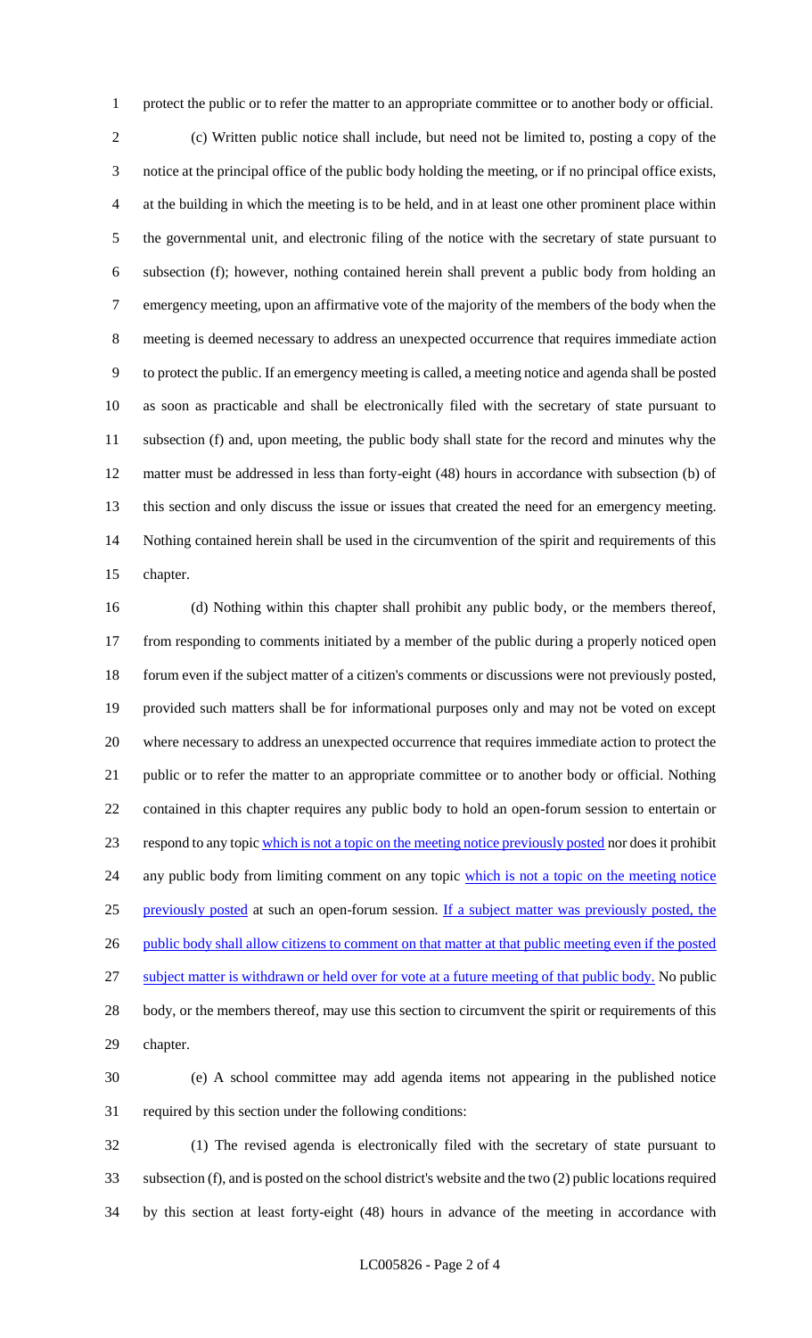protect the public or to refer the matter to an appropriate committee or to another body or official.

(c) Written public notice shall include, but need not be limited to, posting a copy of the notice at the principal office of the public body holding the meeting, or if no principal office exists, at the building in which the meeting is to be held, and in at least one other prominent place within the governmental unit, and electronic filing of the notice with the secretary of state pursuant to subsection (f); however, nothing contained herein shall prevent a public body from holding an emergency meeting, upon an affirmative vote of the majority of the members of the body when the meeting is deemed necessary to address an unexpected occurrence that requires immediate action to protect the public. If an emergency meeting is called, a meeting notice and agenda shall be posted as soon as practicable and shall be electronically filed with the secretary of state pursuant to subsection (f) and, upon meeting, the public body shall state for the record and minutes why the matter must be addressed in less than forty-eight (48) hours in accordance with subsection (b) of this section and only discuss the issue or issues that created the need for an emergency meeting. Nothing contained herein shall be used in the circumvention of the spirit and requirements of this chapter.

(d) Nothing within this chapter shall prohibit any public body, or the members thereof, from responding to comments initiated by a member of the public during a properly noticed open forum even if the subject matter of a citizen's comments or discussions were not previously posted, provided such matters shall be for informational purposes only and may not be voted on except where necessary to address an unexpected occurrence that requires immediate action to protect the public or to refer the matter to an appropriate committee or to another body or official. Nothing contained in this chapter requires any public body to hold an open-forum session to entertain or respond to any topic which is not a topic on the meeting notice previously posted nor does it prohibit any public body from limiting comment on any topic which is not a topic on the meeting notice previously posted at such an open-forum session. If a subject matter was previously posted, the public body shall allow citizens to comment on that matter at that public meeting even if the posted subject matter is withdrawn or held over for vote at a future meeting of that public body. No public body, or the members thereof, may use this section to circumvent the spirit or requirements of this chapter.

(e) A school committee may add agenda items not appearing in the published notice required by this section under the following conditions:

(1) The revised agenda is electronically filed with the secretary of state pursuant to subsection (f), and is posted on the school district's website and the two (2) public locations required by this section at least forty-eight (48) hours in advance of the meeting in accordance with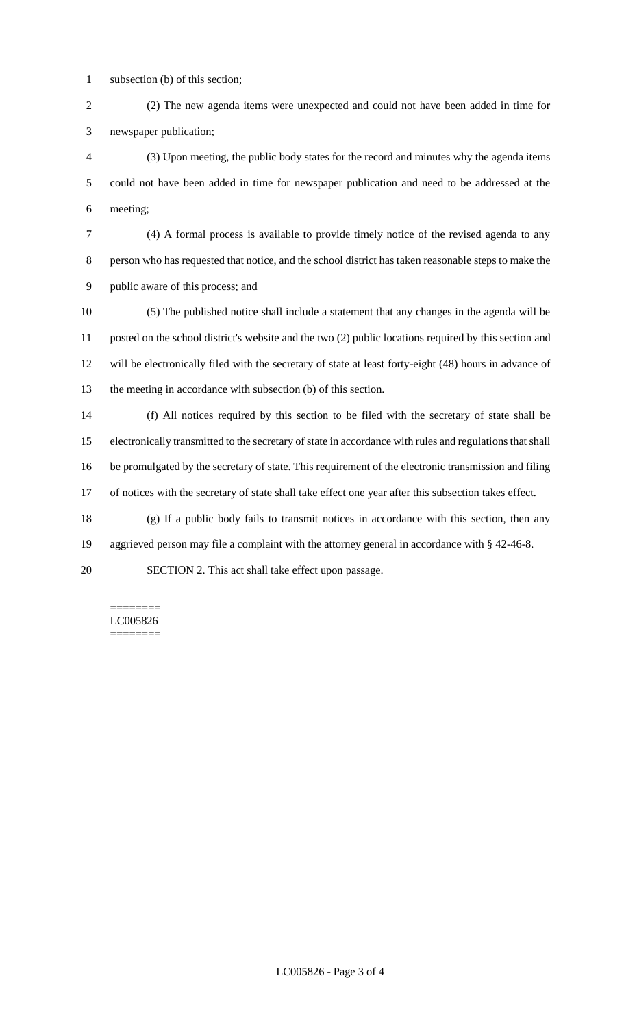subsection (b) of this section;

(2) The new agenda items were unexpected and could not have been added in time for newspaper publication;

(3) Upon meeting, the public body states for the record and minutes why the agenda items could not have been added in time for newspaper publication and need to be addressed at the meeting;

(4) A formal process is available to provide timely notice of the revised agenda to any person who has requested that notice, and the school district has taken reasonable steps to make the public aware of this process; and

(5) The published notice shall include a statement that any changes in the agenda will be posted on the school district's website and the two (2) public locations required by this section and will be electronically filed with the secretary of state at least forty-eight (48) hours in advance of the meeting in accordance with subsection (b) of this section.

(f) All notices required by this section to be filed with the secretary of state shall be electronically transmitted to the secretary of state in accordance with rules and regulations that shall be promulgated by the secretary of state. This requirement of the electronic transmission and filing of notices with the secretary of state shall take effect one year after this subsection takes effect.

(g) If a public body fails to transmit notices in accordance with this section, then any aggrieved person may file a complaint with the attorney general in accordance with § 42-46-8.

SECTION 2. This act shall take effect upon passage.

========
LC005826
========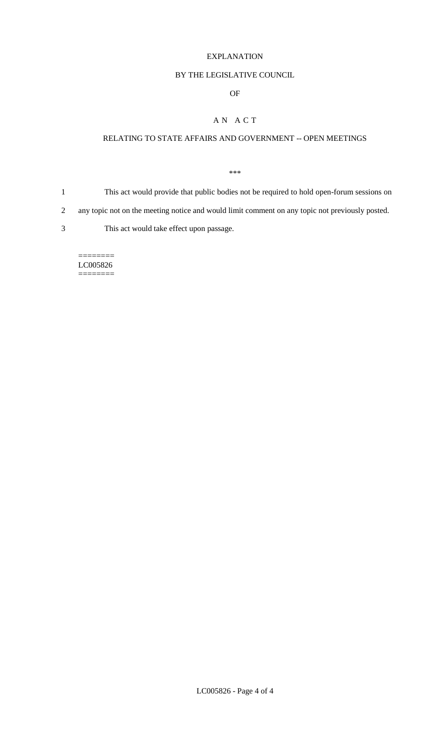EXPLANATION

BY THE LEGISLATIVE COUNCIL

OF

# A N A C T

## RELATING TO STATE AFFAIRS AND GOVERNMENT -- OPEN MEETINGS

\*\*\*

1 This act would provide that public bodies not be required to hold open-forum sessions on
2 any topic not on the meeting notice and would limit comment on any topic not previously posted.
3 This act would take effect upon passage.

========
LC005826
========